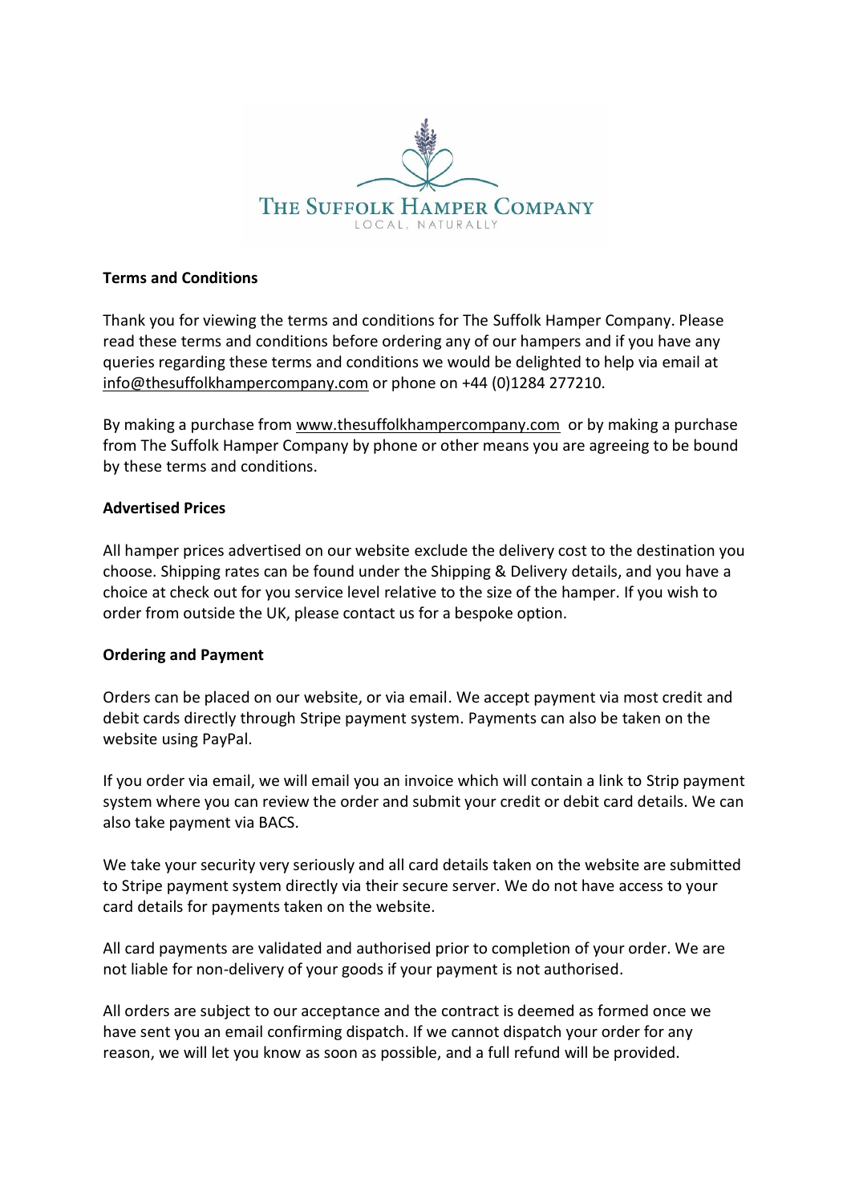# THE SUFFOLK HAMPER COMPANY

LOCAL, NATURALLY

**Terms and Conditions**

Thank you for viewing the terms and conditions for The Suffolk Hamper Company. Please read these terms and conditions before ordering any of our hampers and if you have any queries regarding these terms and conditions we would be delighted to help via email at info@thesuffolkhampercompany.com or phone on +44 (0)1284 277210.

By making a purchase from www.thesuffolkhampercompany.com or by making a purchase from The Suffolk Hamper Company by phone or other means you are agreeing to be bound by these terms and conditions.

**Advertised Prices**

All hamper prices advertised on our website exclude the delivery cost to the destination you choose. Shipping rates can be found under the Shipping & Delivery details, and you have a choice at check out for you service level relative to the size of the hamper. If you wish to order from outside the UK, please contact us for a bespoke option.

**Ordering and Payment**

Orders can be placed on our website, or via email. We accept payment via most credit and debit cards directly through Stripe payment system. Payments can also be taken on the website using PayPal.

If you order via email, we will email you an invoice which will contain a link to Strip payment system where you can review the order and submit your credit or debit card details. We can also take payment via BACS.

We take your security very seriously and all card details taken on the website are submitted to Stripe payment system directly via their secure server. We do not have access to your card details for payments taken on the website.

All card payments are validated and authorised prior to completion of your order. We are not liable for non-delivery of your goods if your payment is not authorised.

All orders are subject to our acceptance and the contract is deemed as formed once we have sent you an email confirming dispatch. If we cannot dispatch your order for any reason, we will let you know as soon as possible, and a full refund will be provided.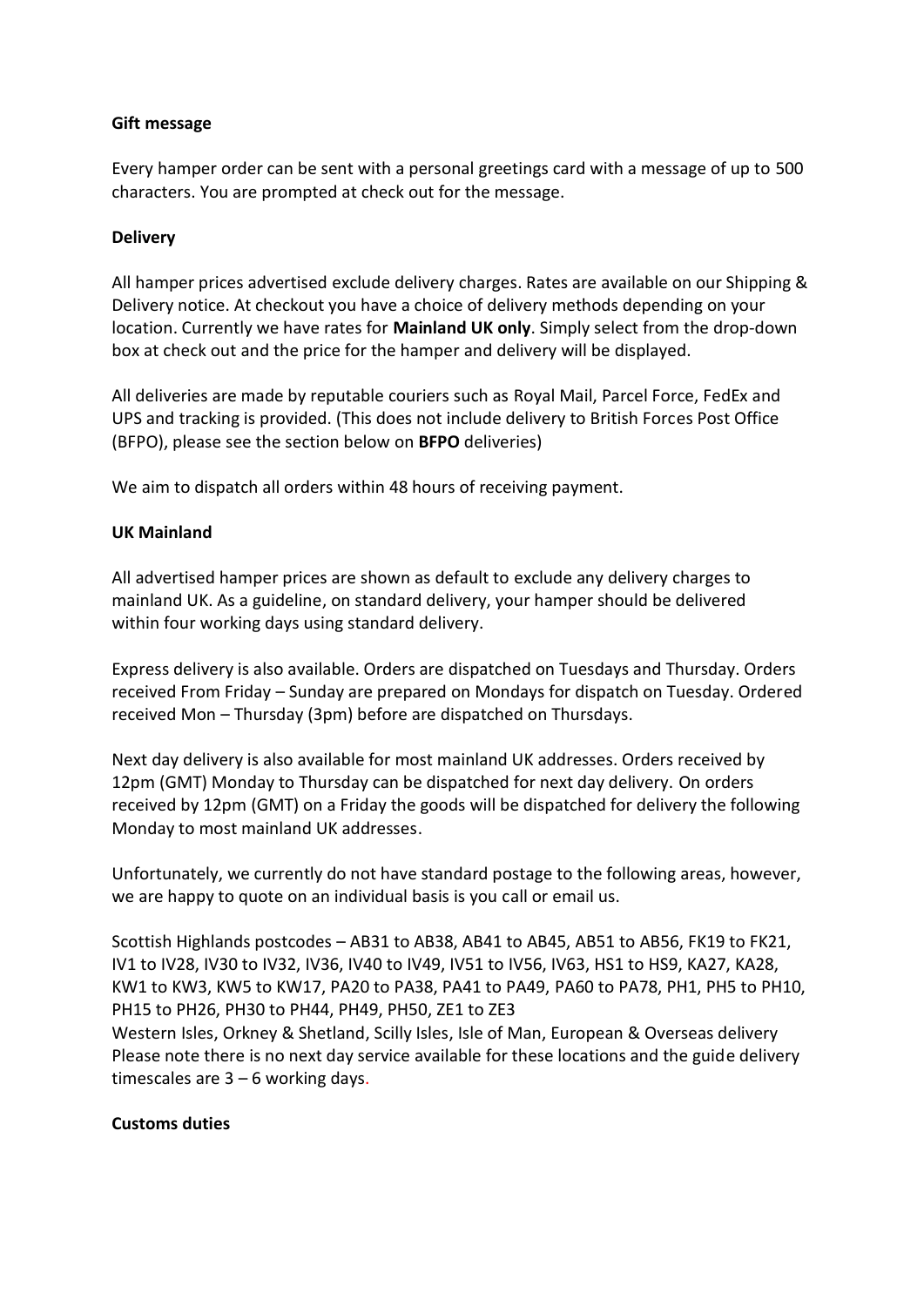**Gift message**

Every hamper order can be sent with a personal greetings card with a message of up to 500 characters. You are prompted at check out for the message.

**Delivery**

All hamper prices advertised exclude delivery charges. Rates are available on our Shipping & Delivery notice. At checkout you have a choice of delivery methods depending on your location. Currently we have rates for **Mainland UK only**. Simply select from the drop-down box at check out and the price for the hamper and delivery will be displayed.

All deliveries are made by reputable couriers such as Royal Mail, Parcel Force, FedEx and UPS and tracking is provided. (This does not include delivery to British Forces Post Office (BFPO), please see the section below on **BFPO** deliveries)

We aim to dispatch all orders within 48 hours of receiving payment.

**UK Mainland**

All advertised hamper prices are shown as default to exclude any delivery charges to mainland UK. As a guideline, on standard delivery, your hamper should be delivered within four working days using standard delivery.

Express delivery is also available. Orders are dispatched on Tuesdays and Thursday. Orders received From Friday – Sunday are prepared on Mondays for dispatch on Tuesday. Ordered received Mon – Thursday (3pm) before are dispatched on Thursdays.

Next day delivery is also available for most mainland UK addresses. Orders received by 12pm (GMT) Monday to Thursday can be dispatched for next day delivery. On orders received by 12pm (GMT) on a Friday the goods will be dispatched for delivery the following Monday to most mainland UK addresses.

Unfortunately, we currently do not have standard postage to the following areas, however, we are happy to quote on an individual basis is you call or email us.

Scottish Highlands postcodes – AB31 to AB38, AB41 to AB45, AB51 to AB56, FK19 to FK21, IV1 to IV28, IV30 to IV32, IV36, IV40 to IV49, IV51 to IV56, IV63, HS1 to HS9, KA27, KA28, KW1 to KW3, KW5 to KW17, PA20 to PA38, PA41 to PA49, PA60 to PA78, PH1, PH5 to PH10, PH15 to PH26, PH30 to PH44, PH49, PH50, ZE1 to ZE3
Western Isles, Orkney & Shetland, Scilly Isles, Isle of Man, European & Overseas delivery
Please note there is no next day service available for these locations and the guide delivery timescales are 3 – 6 working days.

**Customs duties**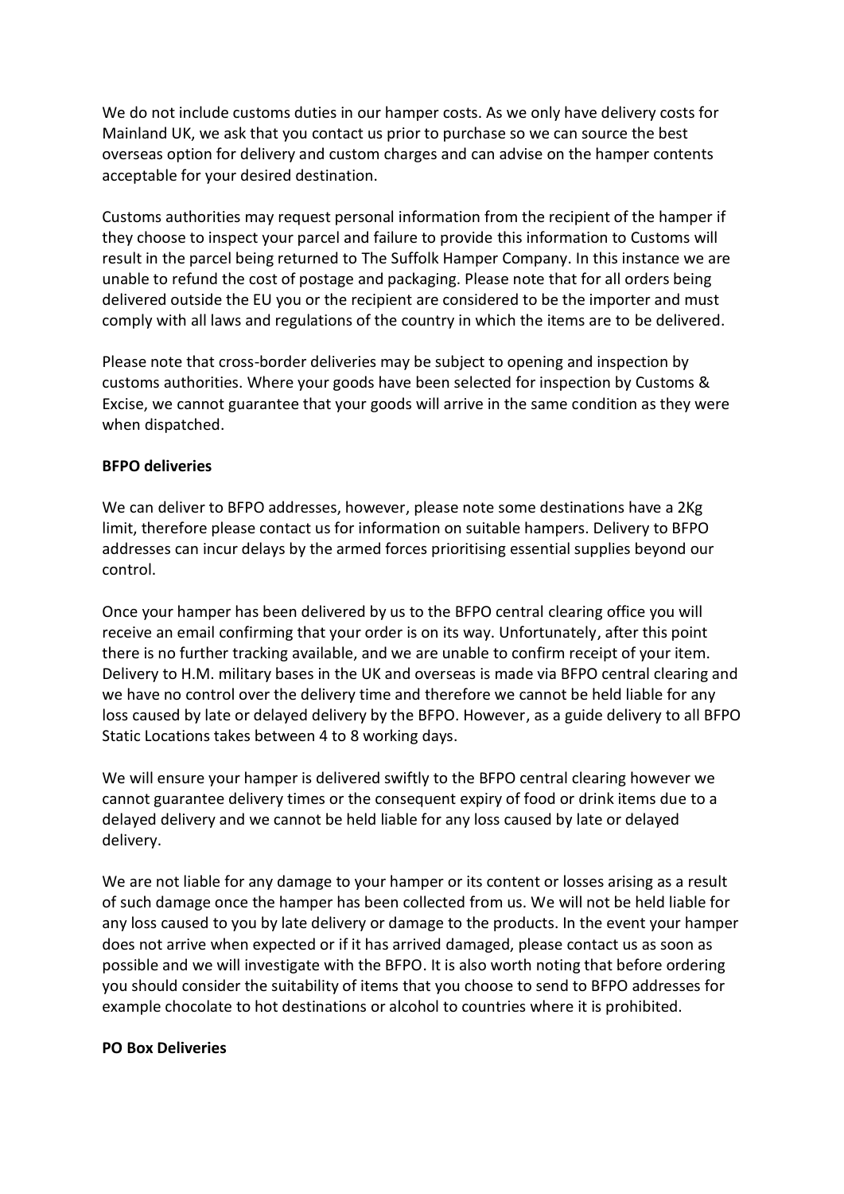We do not include customs duties in our hamper costs. As we only have delivery costs for Mainland UK, we ask that you contact us prior to purchase so we can source the best overseas option for delivery and custom charges and can advise on the hamper contents acceptable for your desired destination.

Customs authorities may request personal information from the recipient of the hamper if they choose to inspect your parcel and failure to provide this information to Customs will result in the parcel being returned to The Suffolk Hamper Company. In this instance we are unable to refund the cost of postage and packaging. Please note that for all orders being delivered outside the EU you or the recipient are considered to be the importer and must comply with all laws and regulations of the country in which the items are to be delivered.

Please note that cross-border deliveries may be subject to opening and inspection by customs authorities. Where your goods have been selected for inspection by Customs & Excise, we cannot guarantee that your goods will arrive in the same condition as they were when dispatched.

**BFPO deliveries**

We can deliver to BFPO addresses, however, please note some destinations have a 2Kg limit, therefore please contact us for information on suitable hampers. Delivery to BFPO addresses can incur delays by the armed forces prioritising essential supplies beyond our control.

Once your hamper has been delivered by us to the BFPO central clearing office you will receive an email confirming that your order is on its way. Unfortunately, after this point there is no further tracking available, and we are unable to confirm receipt of your item. Delivery to H.M. military bases in the UK and overseas is made via BFPO central clearing and we have no control over the delivery time and therefore we cannot be held liable for any loss caused by late or delayed delivery by the BFPO. However, as a guide delivery to all BFPO Static Locations takes between 4 to 8 working days.

We will ensure your hamper is delivered swiftly to the BFPO central clearing however we cannot guarantee delivery times or the consequent expiry of food or drink items due to a delayed delivery and we cannot be held liable for any loss caused by late or delayed delivery.

We are not liable for any damage to your hamper or its content or losses arising as a result of such damage once the hamper has been collected from us. We will not be held liable for any loss caused to you by late delivery or damage to the products. In the event your hamper does not arrive when expected or if it has arrived damaged, please contact us as soon as possible and we will investigate with the BFPO. It is also worth noting that before ordering you should consider the suitability of items that you choose to send to BFPO addresses for example chocolate to hot destinations or alcohol to countries where it is prohibited.

**PO Box Deliveries**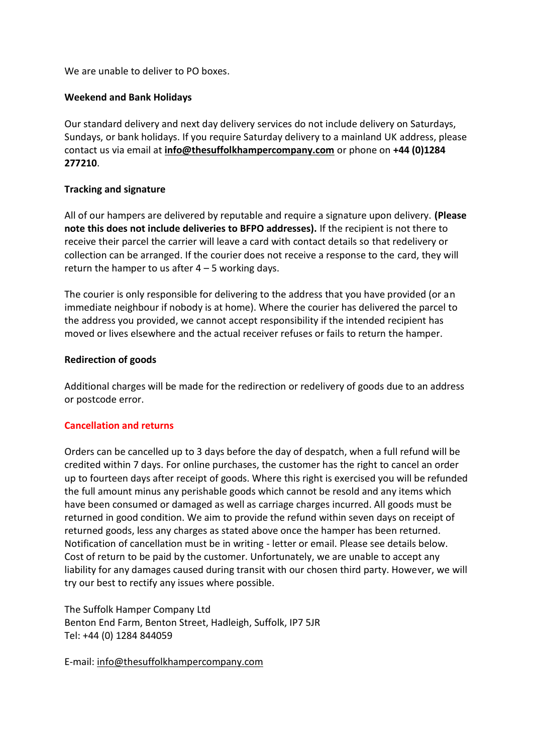We are unable to deliver to PO boxes.

**Weekend and Bank Holidays**

Our standard delivery and next day delivery services do not include delivery on Saturdays, Sundays, or bank holidays. If you require Saturday delivery to a mainland UK address, please contact us via email at **info@thesuffolkhampercompany.com** or phone on **+44 (0)1284 277210**.

**Tracking and signature**

All of our hampers are delivered by reputable and require a signature upon delivery. **(Please note this does not include deliveries to BFPO addresses).** If the recipient is not there to receive their parcel the carrier will leave a card with contact details so that redelivery or collection can be arranged. If the courier does not receive a response to the card, they will return the hamper to us after 4 – 5 working days.

The courier is only responsible for delivering to the address that you have provided (or an immediate neighbour if nobody is at home). Where the courier has delivered the parcel to the address you provided, we cannot accept responsibility if the intended recipient has moved or lives elsewhere and the actual receiver refuses or fails to return the hamper.

**Redirection of goods**

Additional charges will be made for the redirection or redelivery of goods due to an address or postcode error.

**Cancellation and returns**

Orders can be cancelled up to 3 days before the day of despatch, when a full refund will be credited within 7 days. For online purchases, the customer has the right to cancel an order up to fourteen days after receipt of goods. Where this right is exercised you will be refunded the full amount minus any perishable goods which cannot be resold and any items which have been consumed or damaged as well as carriage charges incurred. All goods must be returned in good condition. We aim to provide the refund within seven days on receipt of returned goods, less any charges as stated above once the hamper has been returned. Notification of cancellation must be in writing - letter or email. Please see details below. Cost of return to be paid by the customer. Unfortunately, we are unable to accept any liability for any damages caused during transit with our chosen third party. However, we will try our best to rectify any issues where possible.

The Suffolk Hamper Company Ltd
Benton End Farm, Benton Street, Hadleigh, Suffolk, IP7 5JR
Tel: +44 (0) 1284 844059

E-mail: info@thesuffolkhampercompany.com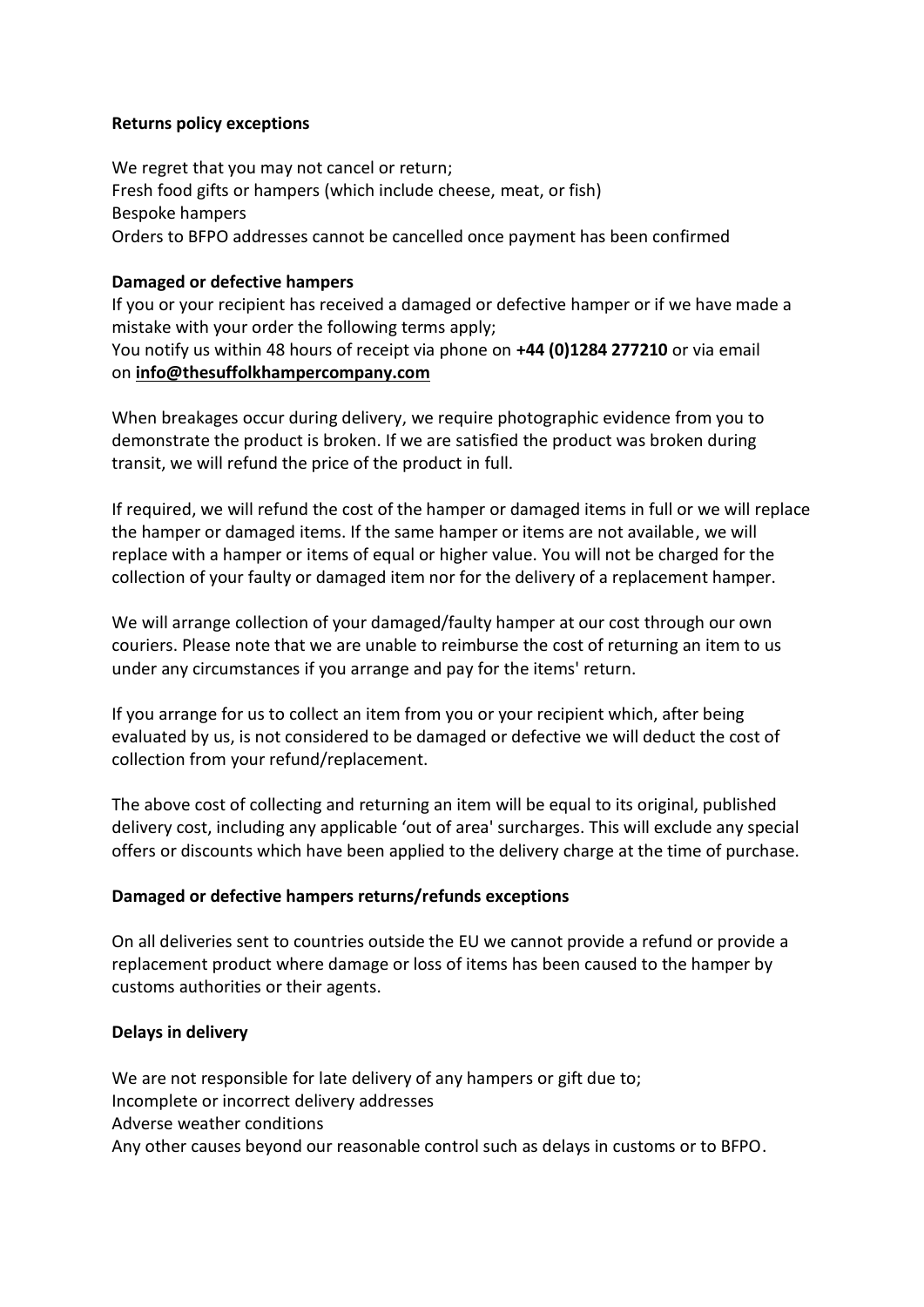**Returns policy exceptions**

We regret that you may not cancel or return;
Fresh food gifts or hampers (which include cheese, meat, or fish)
Bespoke hampers
Orders to BFPO addresses cannot be cancelled once payment has been confirmed

**Damaged or defective hampers**

If you or your recipient has received a damaged or defective hamper or if we have made a mistake with your order the following terms apply;
You notify us within 48 hours of receipt via phone on **+44 (0)1284 277210** or via email on **info@thesuffolkhampercompany.com**

When breakages occur during delivery, we require photographic evidence from you to demonstrate the product is broken. If we are satisfied the product was broken during transit, we will refund the price of the product in full.

If required, we will refund the cost of the hamper or damaged items in full or we will replace the hamper or damaged items. If the same hamper or items are not available, we will replace with a hamper or items of equal or higher value. You will not be charged for the collection of your faulty or damaged item nor for the delivery of a replacement hamper.

We will arrange collection of your damaged/faulty hamper at our cost through our own couriers. Please note that we are unable to reimburse the cost of returning an item to us under any circumstances if you arrange and pay for the items' return.

If you arrange for us to collect an item from you or your recipient which, after being evaluated by us, is not considered to be damaged or defective we will deduct the cost of collection from your refund/replacement.

The above cost of collecting and returning an item will be equal to its original, published delivery cost, including any applicable 'out of area' surcharges. This will exclude any special offers or discounts which have been applied to the delivery charge at the time of purchase.

**Damaged or defective hampers returns/refunds exceptions**

On all deliveries sent to countries outside the EU we cannot provide a refund or provide a replacement product where damage or loss of items has been caused to the hamper by customs authorities or their agents.

**Delays in delivery**

We are not responsible for late delivery of any hampers or gift due to;
Incomplete or incorrect delivery addresses
Adverse weather conditions
Any other causes beyond our reasonable control such as delays in customs or to BFPO.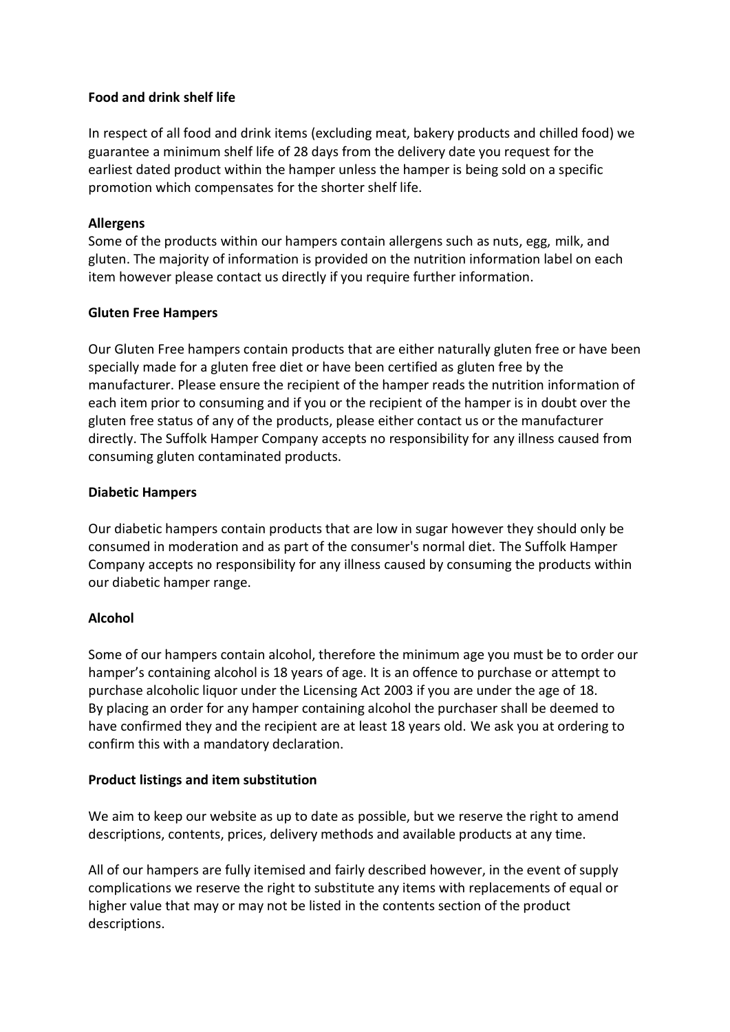**Food and drink shelf life**

In respect of all food and drink items (excluding meat, bakery products and chilled food) we guarantee a minimum shelf life of 28 days from the delivery date you request for the earliest dated product within the hamper unless the hamper is being sold on a specific promotion which compensates for the shorter shelf life.

**Allergens**

Some of the products within our hampers contain allergens such as nuts, egg, milk, and gluten. The majority of information is provided on the nutrition information label on each item however please contact us directly if you require further information.

**Gluten Free Hampers**

Our Gluten Free hampers contain products that are either naturally gluten free or have been specially made for a gluten free diet or have been certified as gluten free by the manufacturer. Please ensure the recipient of the hamper reads the nutrition information of each item prior to consuming and if you or the recipient of the hamper is in doubt over the gluten free status of any of the products, please either contact us or the manufacturer directly. The Suffolk Hamper Company accepts no responsibility for any illness caused from consuming gluten contaminated products.

**Diabetic Hampers**

Our diabetic hampers contain products that are low in sugar however they should only be consumed in moderation and as part of the consumer's normal diet. The Suffolk Hamper Company accepts no responsibility for any illness caused by consuming the products within our diabetic hamper range.

**Alcohol**

Some of our hampers contain alcohol, therefore the minimum age you must be to order our hamper's containing alcohol is 18 years of age. It is an offence to purchase or attempt to purchase alcoholic liquor under the Licensing Act 2003 if you are under the age of 18. By placing an order for any hamper containing alcohol the purchaser shall be deemed to have confirmed they and the recipient are at least 18 years old. We ask you at ordering to confirm this with a mandatory declaration.

**Product listings and item substitution**

We aim to keep our website as up to date as possible, but we reserve the right to amend descriptions, contents, prices, delivery methods and available products at any time.

All of our hampers are fully itemised and fairly described however, in the event of supply complications we reserve the right to substitute any items with replacements of equal or higher value that may or may not be listed in the contents section of the product descriptions.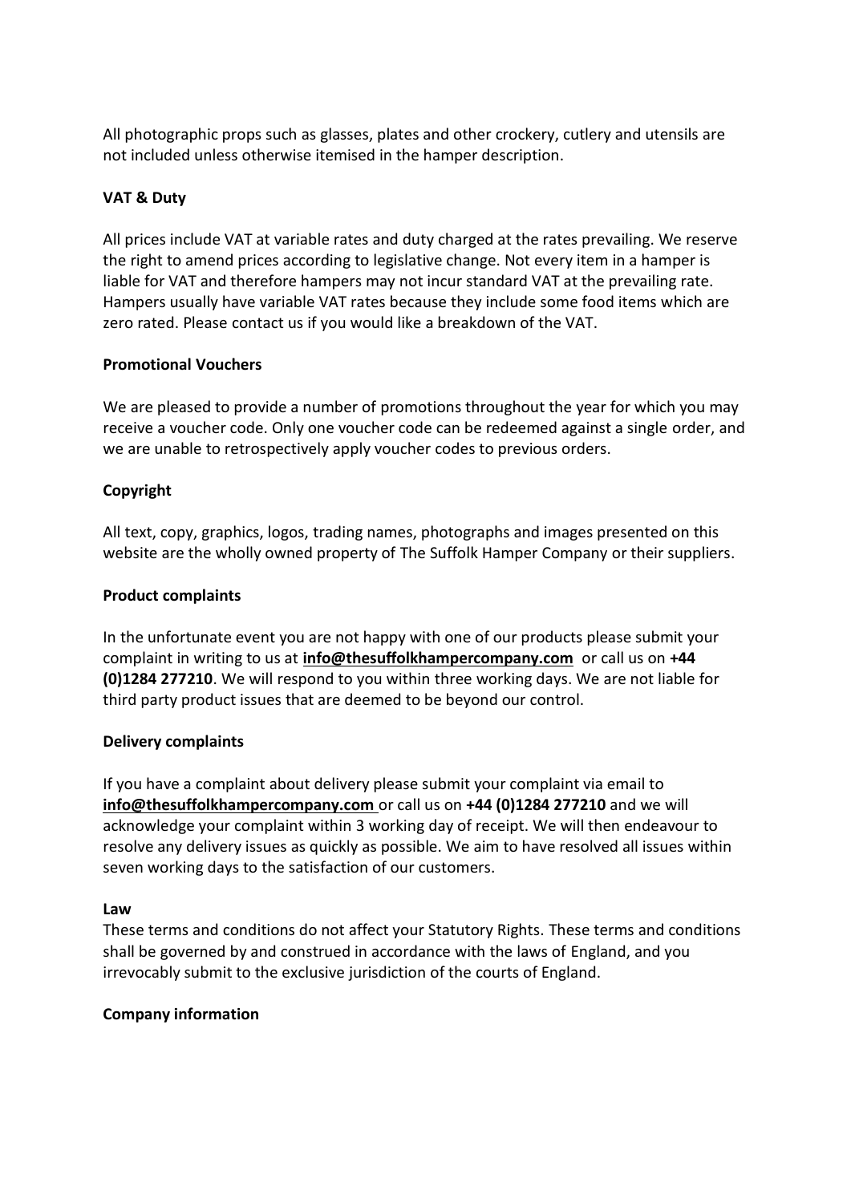All photographic props such as glasses, plates and other crockery, cutlery and utensils are not included unless otherwise itemised in the hamper description.

**VAT & Duty**

All prices include VAT at variable rates and duty charged at the rates prevailing. We reserve the right to amend prices according to legislative change. Not every item in a hamper is liable for VAT and therefore hampers may not incur standard VAT at the prevailing rate. Hampers usually have variable VAT rates because they include some food items which are zero rated. Please contact us if you would like a breakdown of the VAT.

**Promotional Vouchers**

We are pleased to provide a number of promotions throughout the year for which you may receive a voucher code. Only one voucher code can be redeemed against a single order, and we are unable to retrospectively apply voucher codes to previous orders.

**Copyright**

All text, copy, graphics, logos, trading names, photographs and images presented on this website are the wholly owned property of The Suffolk Hamper Company or their suppliers.

**Product complaints**

In the unfortunate event you are not happy with one of our products please submit your complaint in writing to us at **info@thesuffolkhampercompany.com** or call us on **+44 (0)1284 277210**. We will respond to you within three working days. We are not liable for third party product issues that are deemed to be beyond our control.

**Delivery complaints**

If you have a complaint about delivery please submit your complaint via email to **info@thesuffolkhampercompany.com** or call us on **+44 (0)1284 277210** and we will acknowledge your complaint within 3 working day of receipt. We will then endeavour to resolve any delivery issues as quickly as possible. We aim to have resolved all issues within seven working days to the satisfaction of our customers.

**Law**

These terms and conditions do not affect your Statutory Rights. These terms and conditions shall be governed by and construed in accordance with the laws of England, and you irrevocably submit to the exclusive jurisdiction of the courts of England.

**Company information**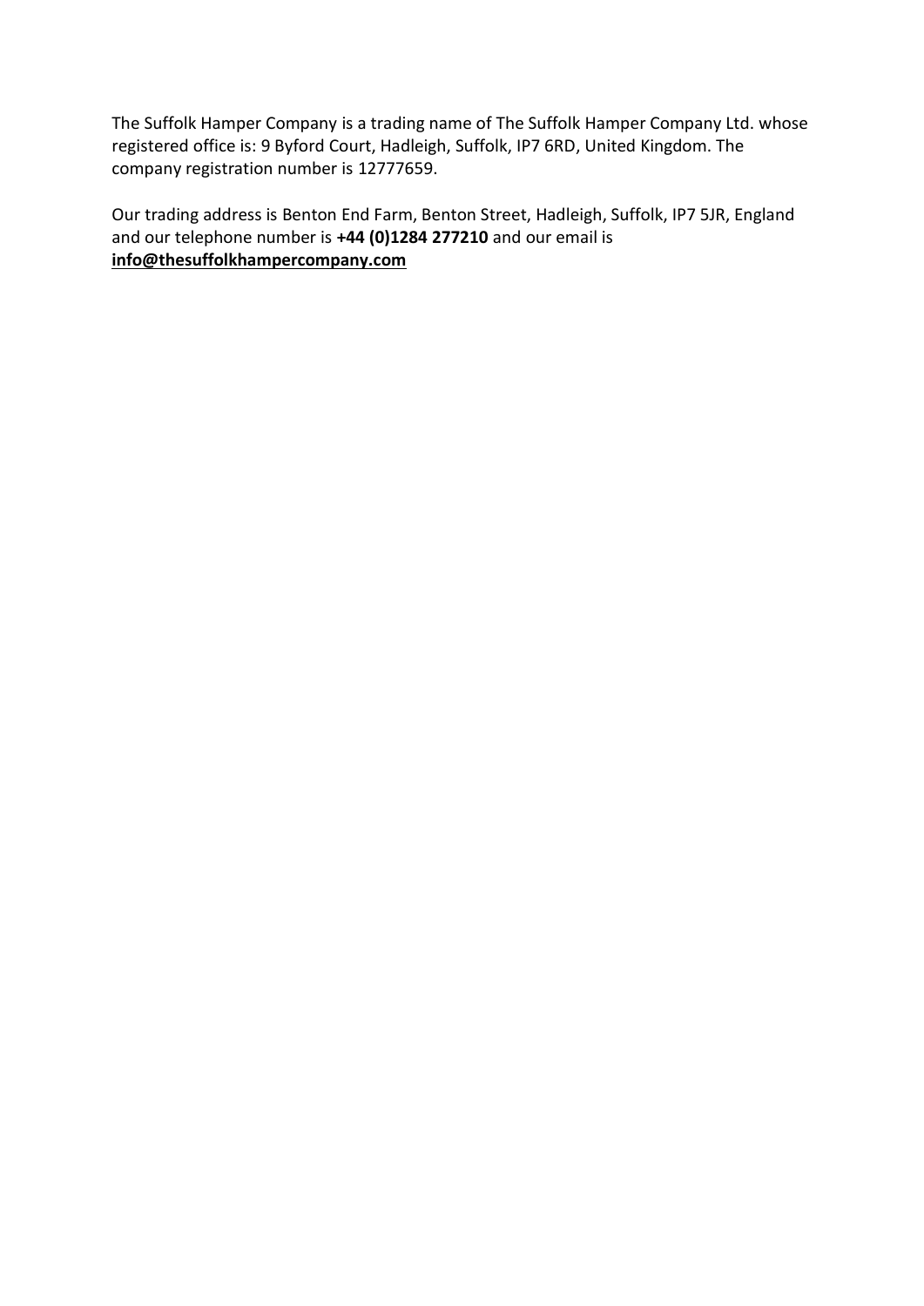The Suffolk Hamper Company is a trading name of The Suffolk Hamper Company Ltd. whose registered office is: 9 Byford Court, Hadleigh, Suffolk, IP7 6RD, United Kingdom. The company registration number is 12777659.

Our trading address is Benton End Farm, Benton Street, Hadleigh, Suffolk, IP7 5JR, England and our telephone number is **+44 (0)1284 277210** and our email is **info@thesuffolkhampercompany.com**